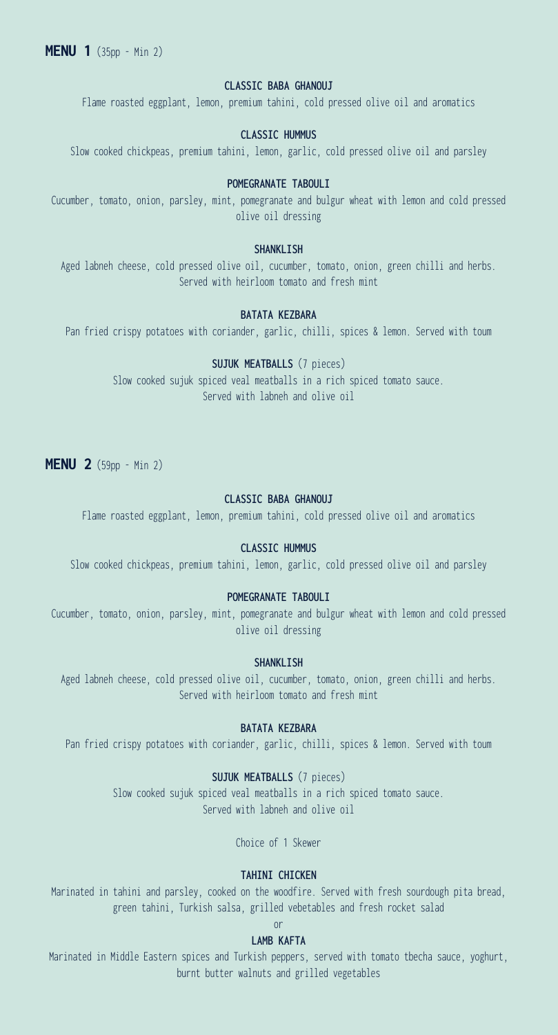## **MENU 1** (35pp - Min 2)

**CLASSIC BABA GHANOUJ**

Flame roasted eggplant, lemon, premium tahini, cold pressed olive oil and aromatics

**CLASSIC HUMMUS**

Slow cooked chickpeas, premium tahini, lemon, garlic, cold pressed olive oil and parsley

**POMEGRANATE TABOULI**

Cucumber, tomato, onion, parsley, mint, pomegranate and bulgur wheat with lemon and cold pressed olive oil dressing

**SHANKLISH**

Aged labneh cheese, cold pressed olive oil, cucumber, tomato, onion, green chilli and herbs. Served with heirloom tomato and fresh mint

**BATATA KEZBARA**

Pan fried crispy potatoes with coriander, garlic, chilli, spices & lemon. Served with toum

**SUJUK MEATBALLS** (7 pieces)

Slow cooked sujuk spiced veal meatballs in a rich spiced tomato sauce. Served with labneh and olive oil

## **MENU 2** (59pp - Min 2)

**CLASSIC BABA GHANOUJ**

Flame roasted eggplant, lemon, premium tahini, cold pressed olive oil and aromatics

**CLASSIC HUMMUS**

Slow cooked chickpeas, premium tahini, lemon, garlic, cold pressed olive oil and parsley

**POMEGRANATE TABOULI**

Cucumber, tomato, onion, parsley, mint, pomegranate and bulgur wheat with lemon and cold pressed olive oil dressing

**SHANKLISH**

Aged labneh cheese, cold pressed olive oil, cucumber, tomato, onion, green chilli and herbs. Served with heirloom tomato and fresh mint

**BATATA KEZBARA**

Pan fried crispy potatoes with coriander, garlic, chilli, spices & lemon. Served with toum

**SUJUK MEATBALLS** (7 pieces)

Slow cooked sujuk spiced veal meatballs in a rich spiced tomato sauce. Served with labneh and olive oil

Choice of 1 Skewer

**TAHINI CHICKEN**

Marinated in tahini and parsley, cooked on the woodfire. Served with fresh sourdough pita bread, green tahini, Turkish salsa, grilled vebetables and fresh rocket salad

or

**LAMB KAFTA**

Marinated in Middle Eastern spices and Turkish peppers, served with tomato tbecha sauce, yoghurt, burnt butter walnuts and grilled vegetables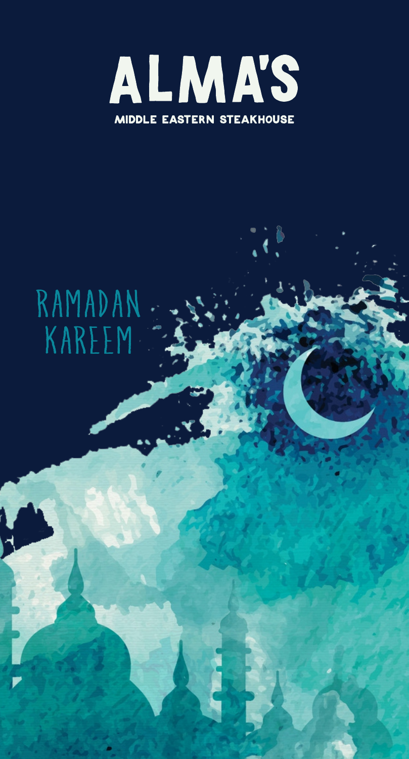# ALMA'S

MIDDLE EASTERN STEAKHOUSE

RAMADAN
KAREEM